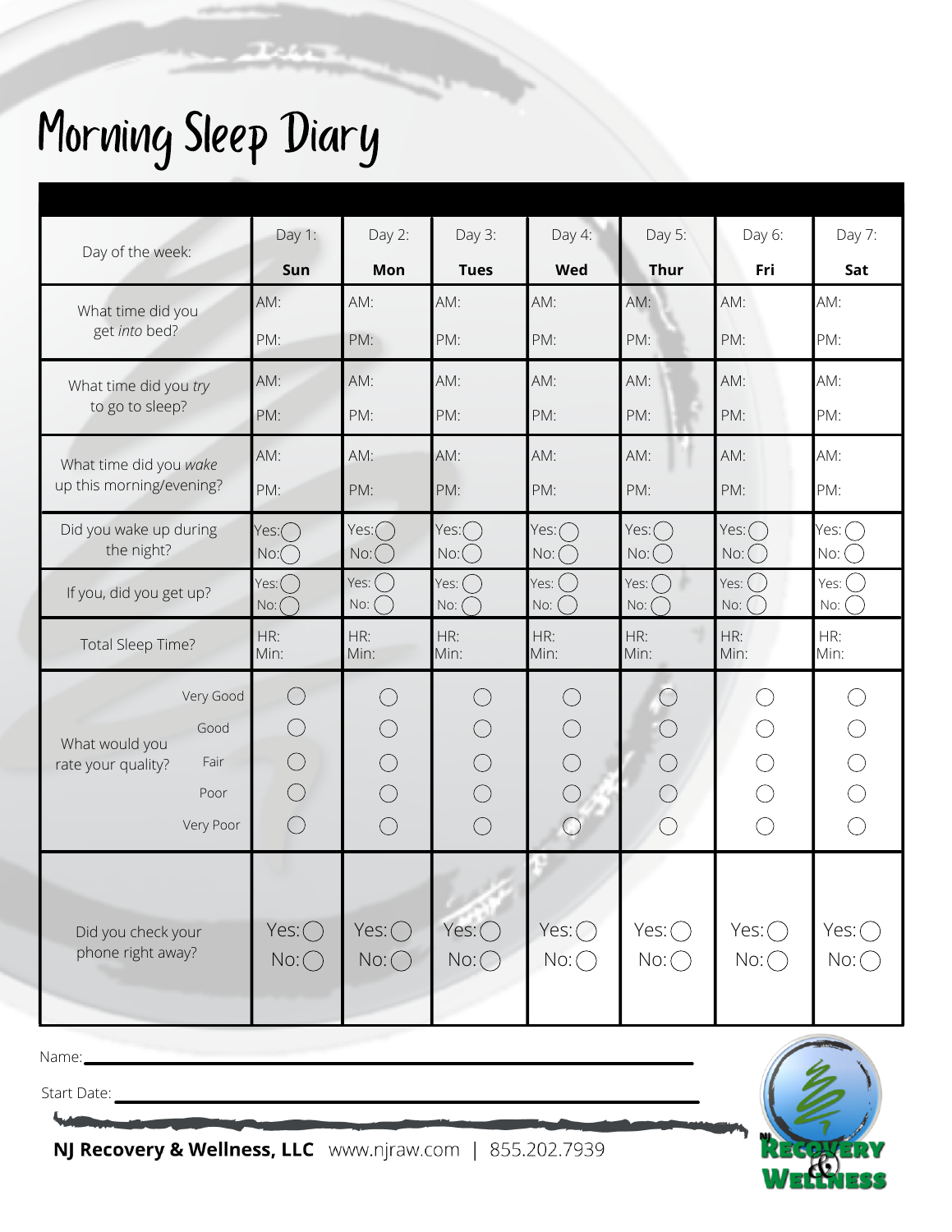# Morning Sleep Diary

| Day of the week: | Day 1: **Sun** | Day 2: **Mon** | Day 3: **Tues** | Day 4: **Wed** | Day 5: **Thur** | Day 6: **Fri** | Day 7: **Sat** |
|---|---|---|---|---|---|---|---|
| What time did you get *into* bed? | AM: PM: | AM: PM: | AM: PM: | AM: PM: | AM: PM: | AM: PM: | AM: PM: |
| What time did you *try* to go to sleep? | AM: PM: | AM: PM: | AM: PM: | AM: PM: | AM: PM: | AM: PM: | AM: PM: |
| What time did you *wake* up this morning/evening? | AM: PM: | AM: PM: | AM: PM: | AM: PM: | AM: PM: | AM: PM: | AM: PM: |
| Did you wake up during the night? | Yes: ◯ No: ◯ | Yes: ◯ No: ◯ | Yes: ◯ No: ◯ | Yes: ◯ No: ◯ | Yes: ◯ No: ◯ | Yes: ◯ No: ◯ | Yes: ◯ No: ◯ |
| If you, did you get up? | Yes: ◯ No: ◯ | Yes: ◯ No: ◯ | Yes: ◯ No: ◯ | Yes: ◯ No: ◯ | Yes: ◯ No: ◯ | Yes: ◯ No: ◯ | Yes: ◯ No: ◯ |
| Total Sleep Time? | HR: Min: | HR: Min: | HR: Min: | HR: Min: | HR: Min: | HR: Min: | HR: Min: |
| What would you rate your quality? Very Good | ◯ | ◯ | ◯ | ◯ | ◯ | ◯ | ◯ |
| Good | ◯ | ◯ | ◯ | ◯ | ◯ | ◯ | ◯ |
| Fair | ◯ | ◯ | ◯ | ◯ | ◯ | ◯ | ◯ |
| Poor | ◯ | ◯ | ◯ | ◯ | ◯ | ◯ | ◯ |
| Very Poor | ◯ | ◯ | ◯ | ◯ | ◯ | ◯ | ◯ |
| Did you check your phone right away? | Yes: ◯ No: ◯ | Yes: ◯ No: ◯ | Yes: ◯ No: ◯ | Yes: ◯ No: ◯ | Yes: ◯ No: ◯ | Yes: ◯ No: ◯ | Yes: ◯ No: ◯ |

Name: ______________________________

Start Date: ______________________________

**NJ Recovery & Wellness, LLC** www.njraw.com | 855.202.7939

NJ Recovery & Wellness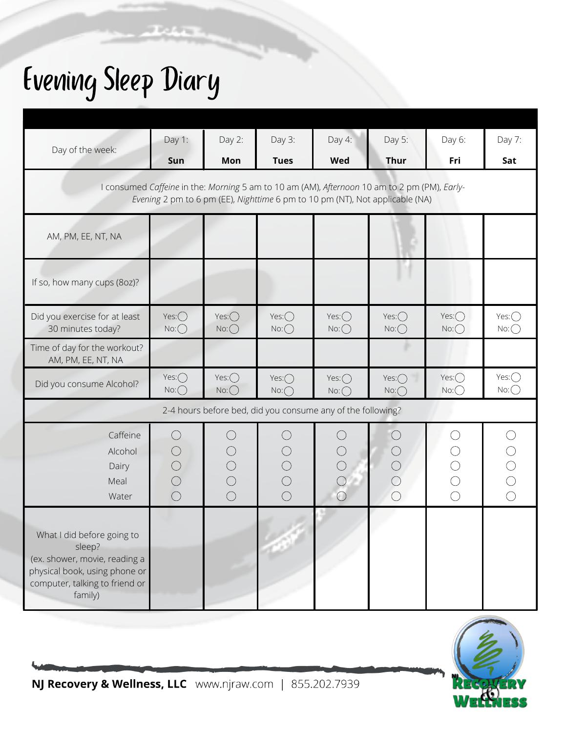# Evening Sleep Diary

| Day of the week: | Day 1: Sun | Day 2: Mon | Day 3: Tues | Day 4: Wed | Day 5: Thur | Day 6: Fri | Day 7: Sat |
|---|---|---|---|---|---|---|---|
| I consumed *Caffeine* in the: *Morning* 5 am to 10 am (AM), *Afternoon* 10 am to 2 pm (PM), *Early-Evening* 2 pm to 6 pm (EE), *Nighttime* 6 pm to 10 pm (NT), Not applicable (NA) | | | | | | | |
| AM, PM, EE, NT, NA | | | | | | | |
| If so, how many cups (8oz)? | | | | | | | |
| Did you exercise for at least 30 minutes today? | Yes:◯ No:◯ | Yes:◯ No:◯ | Yes:◯ No:◯ | Yes:◯ No:◯ | Yes:◯ No:◯ | Yes:◯ No:◯ | Yes:◯ No:◯ |
| Time of day for the workout? AM, PM, EE, NT, NA | | | | | | | |
| Did you consume Alcohol? | Yes:◯ No:◯ | Yes:◯ No:◯ | Yes:◯ No:◯ | Yes:◯ No:◯ | Yes:◯ No:◯ | Yes:◯ No:◯ | Yes:◯ No:◯ |
| 2-4 hours before bed, did you consume any of the following? | | | | | | | |
| Caffeine | ◯ | ◯ | ◯ | ◯ | ◯ | ◯ | ◯ |
| Alcohol | ◯ | ◯ | ◯ | ◯ | ◯ | ◯ | ◯ |
| Dairy | ◯ | ◯ | ◯ | ◯ | ◯ | ◯ | ◯ |
| Meal | ◯ | ◯ | ◯ | ◯ | ◯ | ◯ | ◯ |
| Water | ◯ | ◯ | ◯ | ◯ | ◯ | ◯ | ◯ |
| What I did before going to sleep? (ex. shower, movie, reading a physical book, using phone or computer, talking to friend or family) | | | | | | | |

**NJ Recovery & Wellness, LLC** www.njraw.com | 855.202.7939